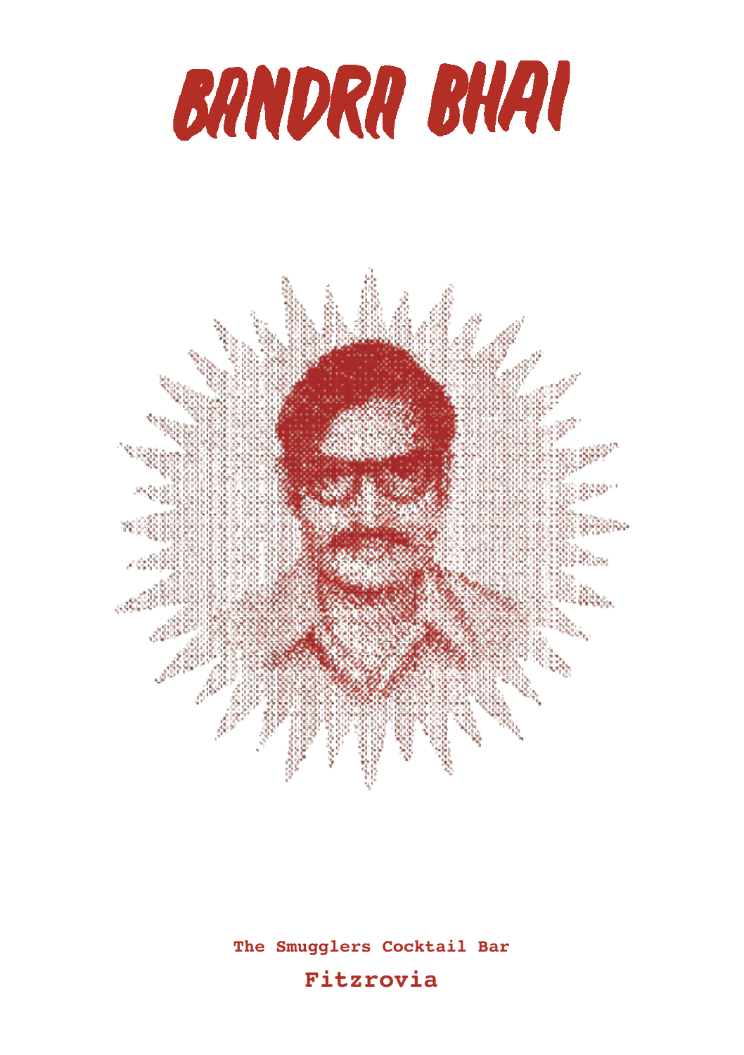# BANDRA BHAI

**The Smugglers Cocktail Bar**

**Fitzrovia**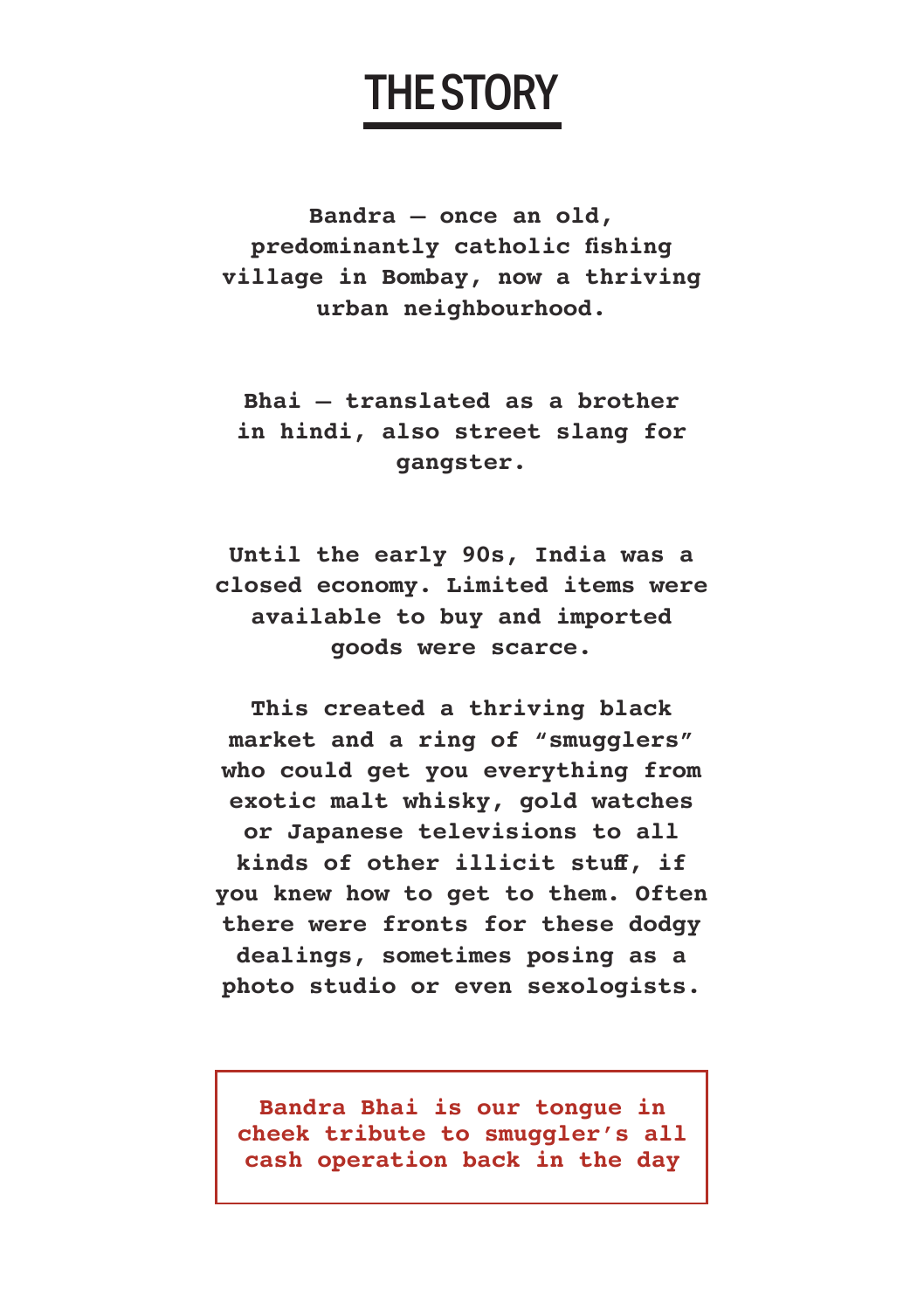# THE STORY

**Bandra – once an old, predominantly catholic fishing village in Bombay, now a thriving urban neighbourhood.**

**Bhai – translated as a brother in hindi, also street slang for gangster.**

**Until the early 90s, India was a closed economy. Limited items were available to buy and imported goods were scarce.**

**This created a thriving black market and a ring of "smugglers" who could get you everything from exotic malt whisky, gold watches or Japanese televisions to all kinds of other illicit stuff, if you knew how to get to them. Often there were fronts for these dodgy dealings, sometimes posing as a photo studio or even sexologists.**

**Bandra Bhai is our tongue in cheek tribute to smuggler's all cash operation back in the day**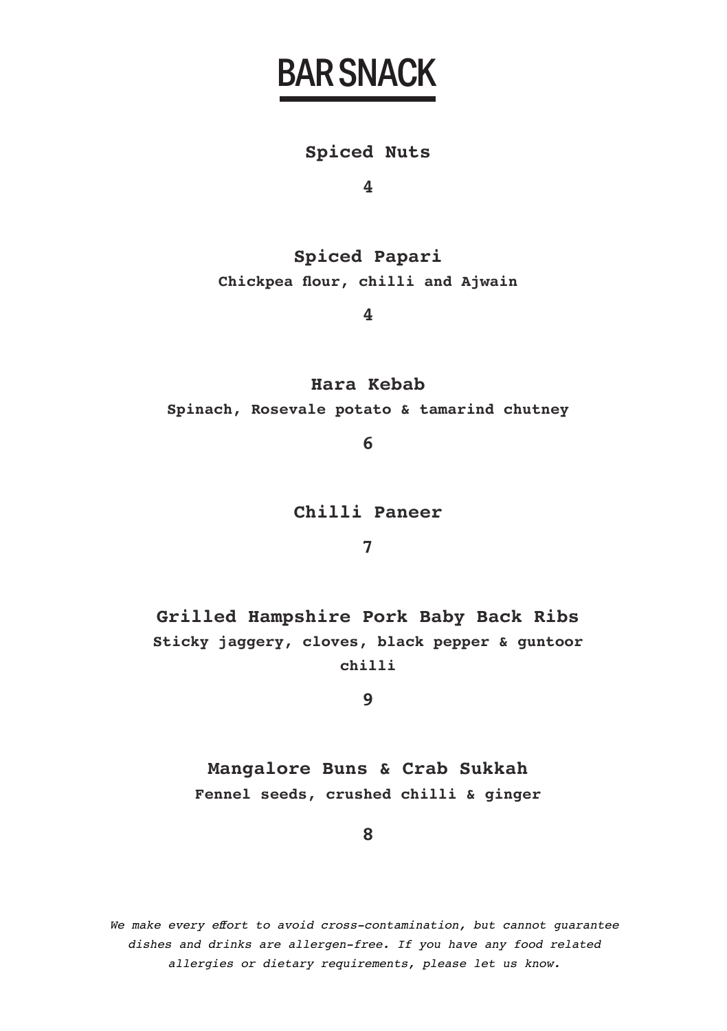# BAR SNACK

**Spiced Nuts**

**4**

**Spiced Papari**

**Chickpea flour, chilli and Ajwain**

**4**

**Hara Kebab**

**Spinach, Rosevale potato & tamarind chutney**

**6**

**Chilli Paneer**

**7**

**Grilled Hampshire Pork Baby Back Ribs**

**Sticky jaggery, cloves, black pepper & guntoor chilli**

**9**

**Mangalore Buns & Crab Sukkah**

**Fennel seeds, crushed chilli & ginger**

**8**

*We make every effort to avoid cross-contamination, but cannot guarantee dishes and drinks are allergen-free. If you have any food related allergies or dietary requirements, please let us know.*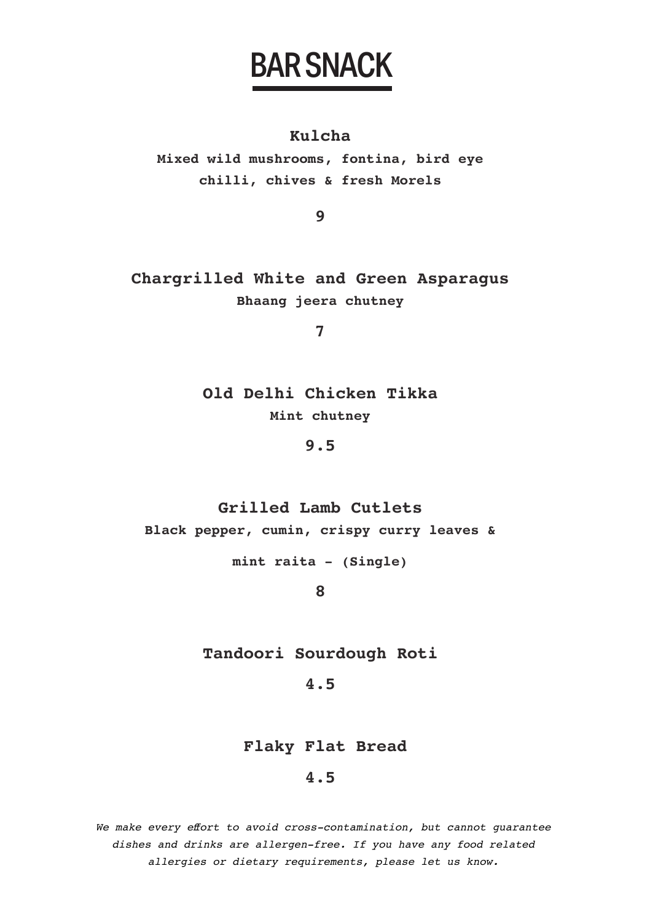# BAR SNACK

**Kulcha**

**Mixed wild mushrooms, fontina, bird eye chilli, chives & fresh Morels**

**9**

**Chargrilled White and Green Asparagus**

**Bhaang jeera chutney**

**7**

**Old Delhi Chicken Tikka**

**Mint chutney**

**9.5**

**Grilled Lamb Cutlets**

**Black pepper, cumin, crispy curry leaves & mint raita - (Single)**

**8**

**Tandoori Sourdough Roti**

**4.5**

**Flaky Flat Bread**

**4.5**

*We make every effort to avoid cross-contamination, but cannot guarantee dishes and drinks are allergen-free. If you have any food related allergies or dietary requirements, please let us know.*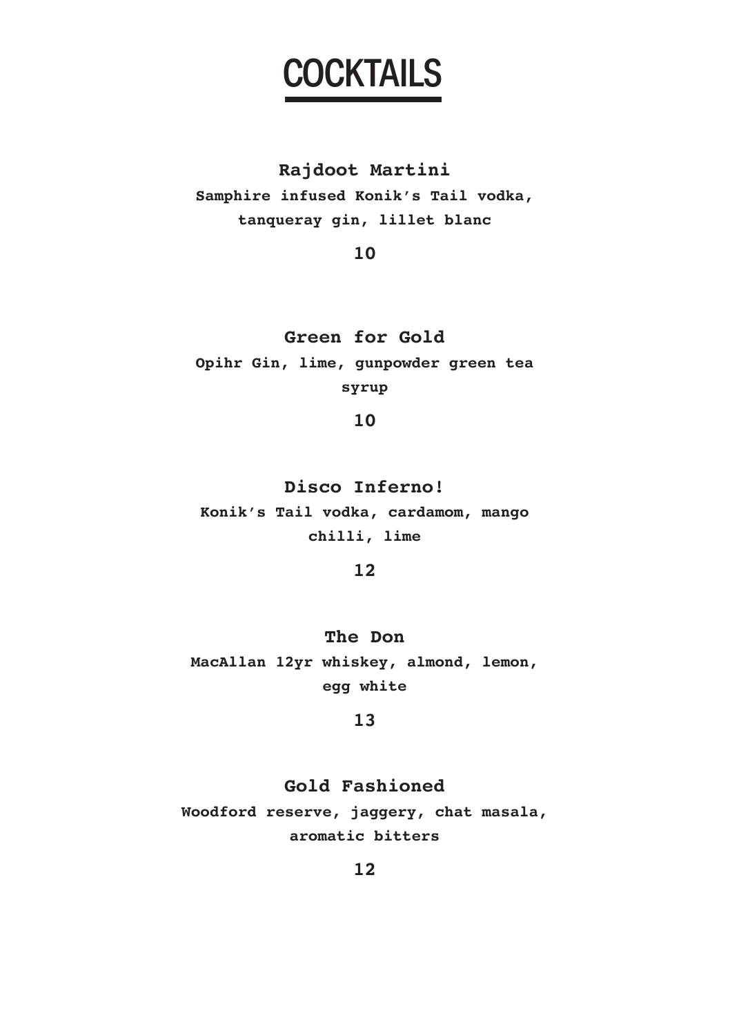# COCKTAILS

**Rajdoot Martini**

**Samphire infused Konik's Tail vodka, tanqueray gin, lillet blanc**

**10**

**Green for Gold**

**Opihr Gin, lime, gunpowder green tea syrup**

**10**

**Disco Inferno!**

**Konik's Tail vodka, cardamom, mango chilli, lime**

**12**

**The Don**

**MacAllan 12yr whiskey, almond, lemon, egg white**

**13**

**Gold Fashioned**

**Woodford reserve, jaggery, chat masala, aromatic bitters**

**12**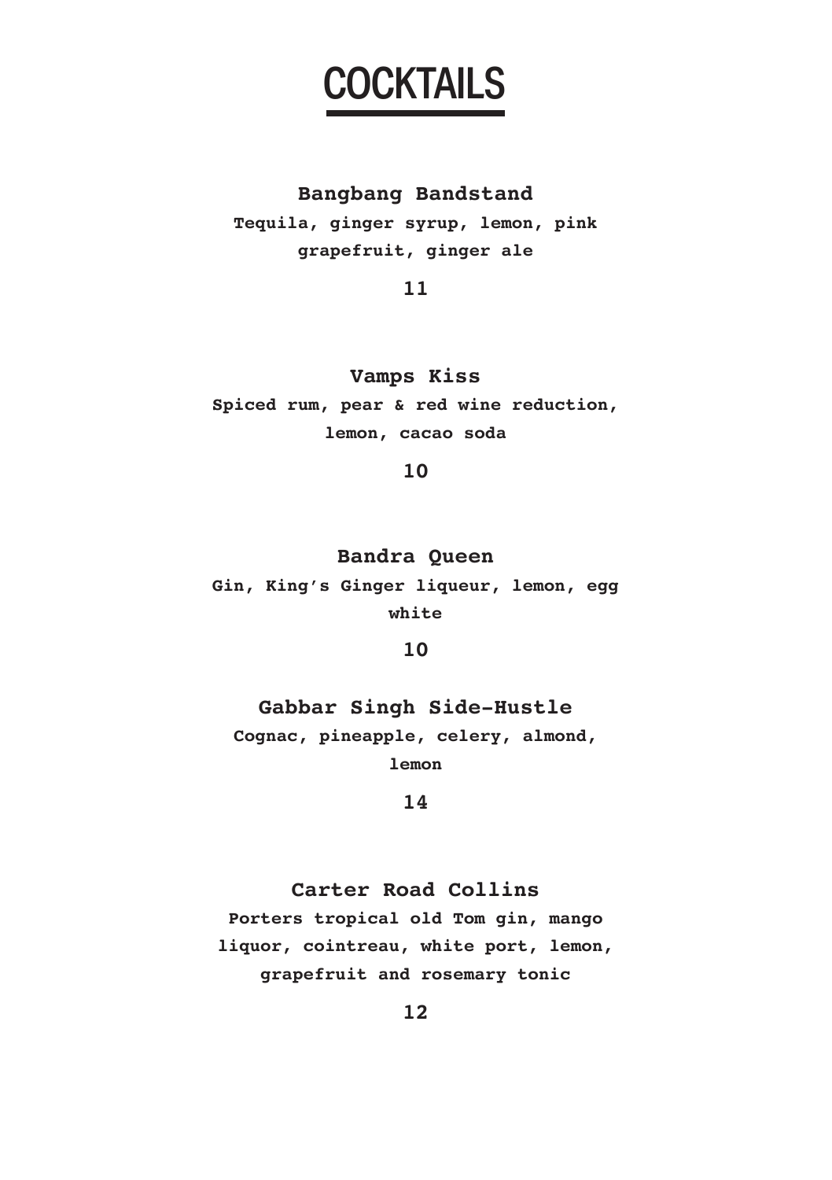# COCKTAILS

**Bangbang Bandstand**

**Tequila, ginger syrup, lemon, pink grapefruit, ginger ale**

**11**

**Vamps Kiss**

**Spiced rum, pear & red wine reduction, lemon, cacao soda**

**10**

**Bandra Queen**

**Gin, King's Ginger liqueur, lemon, egg white**

**10**

**Gabbar Singh Side-Hustle**

**Cognac, pineapple, celery, almond, lemon**

**14**

**Carter Road Collins**

**Porters tropical old Tom gin, mango liquor, cointreau, white port, lemon, grapefruit and rosemary tonic**

**12**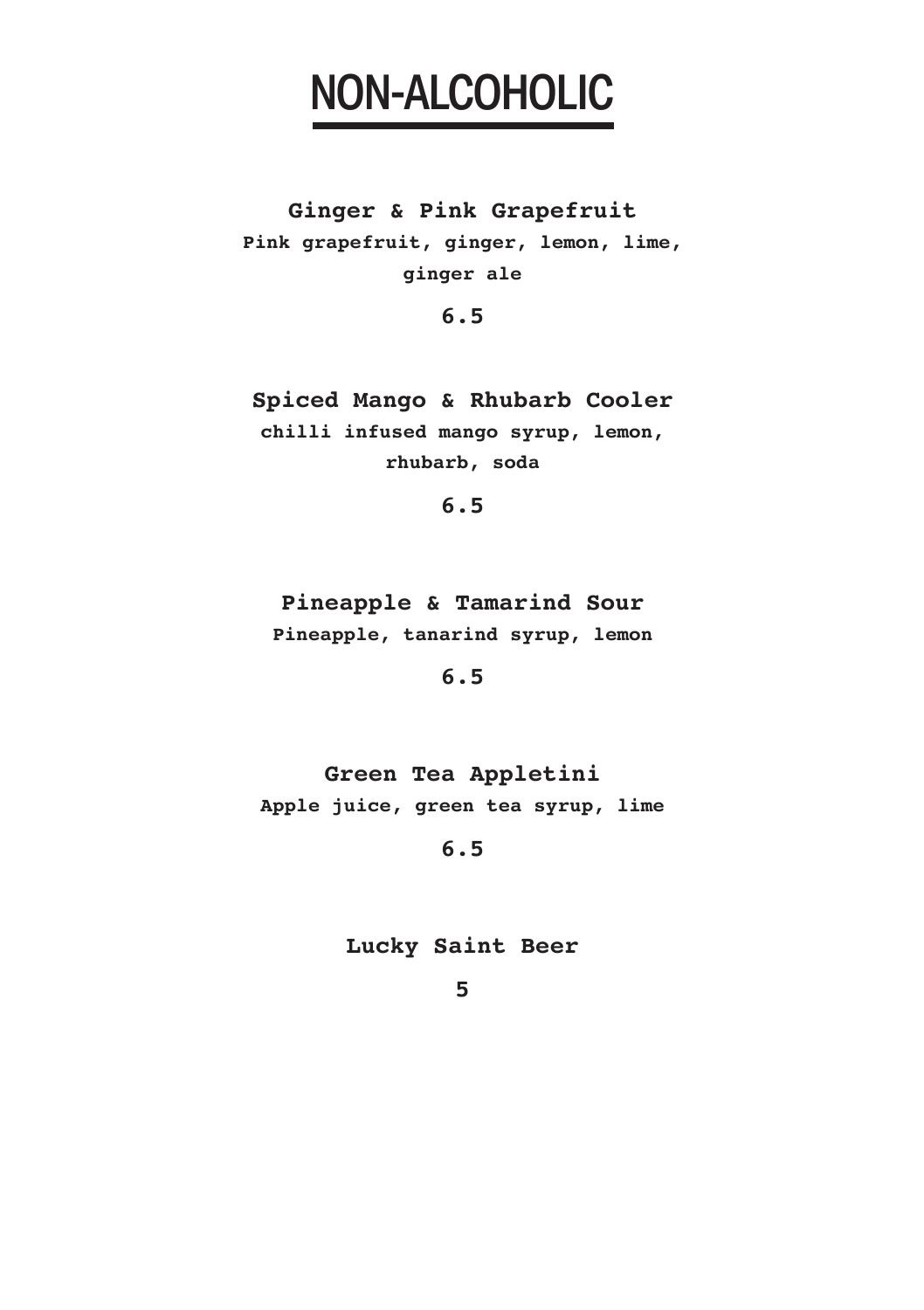# NON-ALCOHOLIC

**Ginger & Pink Grapefruit**
**Pink grapefruit, ginger, lemon, lime, ginger ale**

**6.5**

**Spiced Mango & Rhubarb Cooler**
**chilli infused mango syrup, lemon, rhubarb, soda**

**6.5**

**Pineapple & Tamarind Sour**
**Pineapple, tanarind syrup, lemon**

**6.5**

**Green Tea Appletini**
**Apple juice, green tea syrup, lime**

**6.5**

**Lucky Saint Beer**

**5**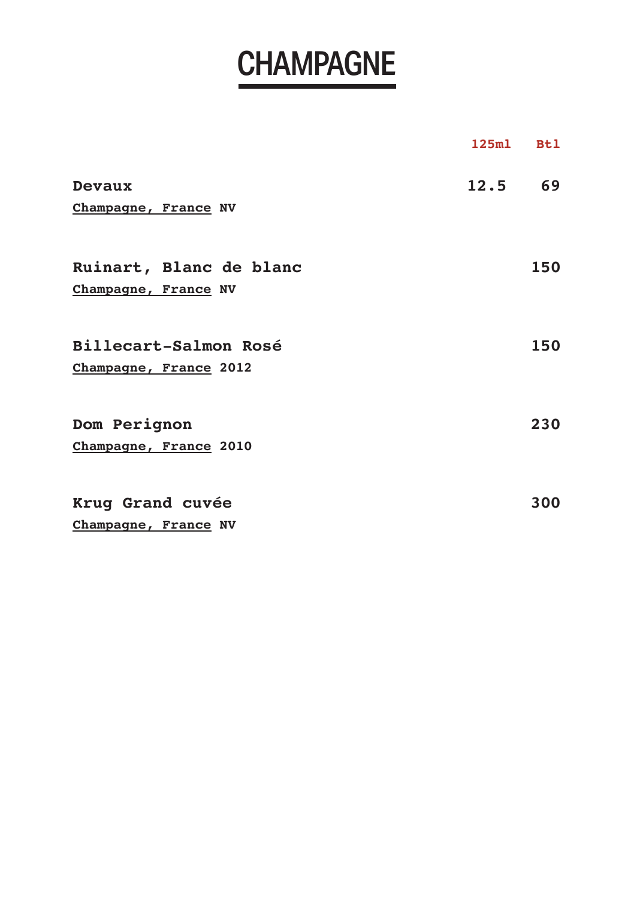# CHAMPAGNE

| | 125ml | Btl |
|---|---|---|
| **Devaux**<br>Champagne, France NV | 12.5 | 69 |
| **Ruinart, Blanc de blanc**<br>Champagne, France NV | | 150 |
| **Billecart-Salmon Rosé**<br>Champagne, France 2012 | | 150 |
| **Dom Perignon**<br>Champagne, France 2010 | | 230 |
| **Krug Grand cuvée**<br>Champagne, France NV | | 300 |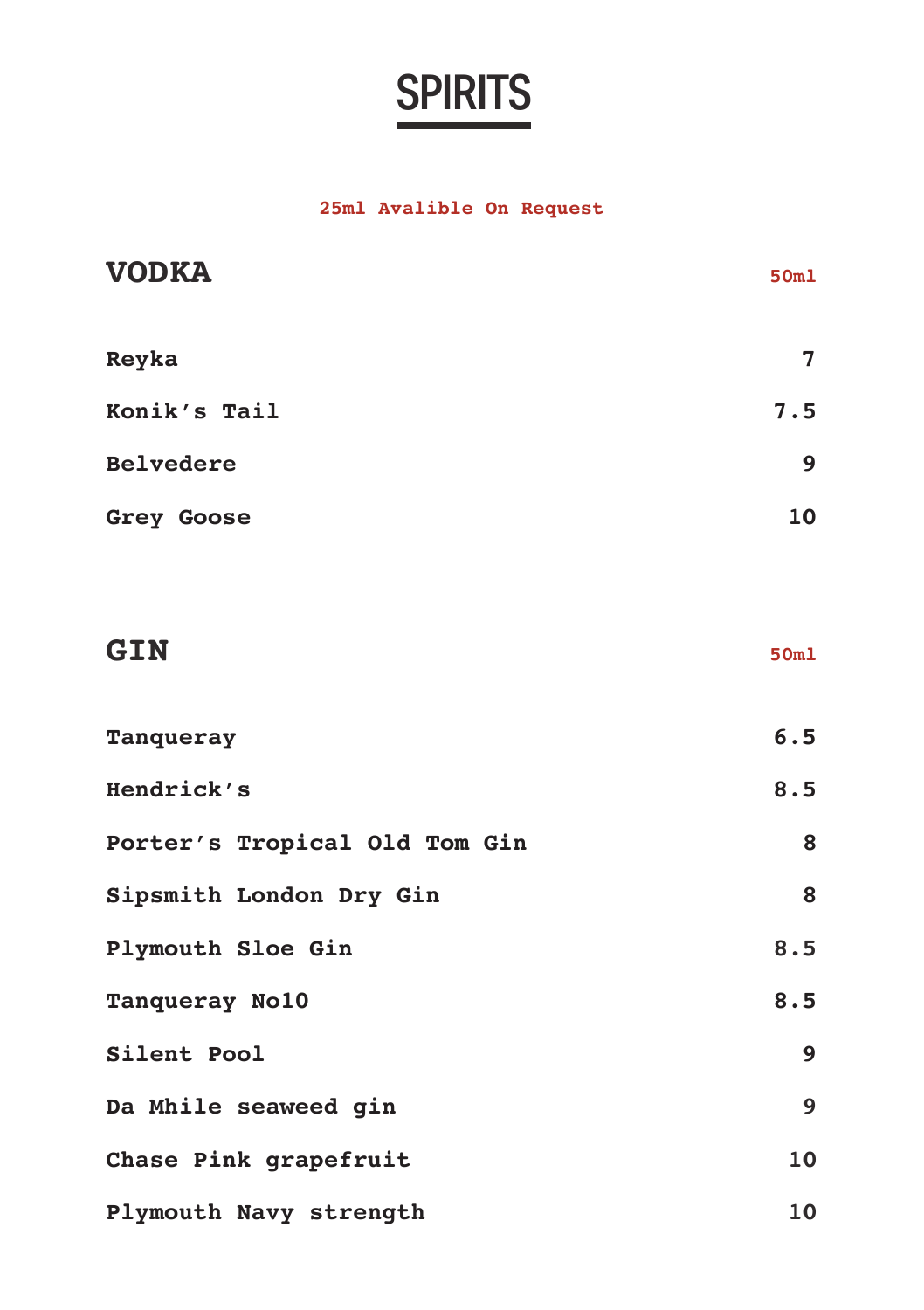# SPIRITS

25ml Avalible On Request

## VODKA

| | 50ml |
|---|---|
| Reyka | 7 |
| Konik's Tail | 7.5 |
| Belvedere | 9 |
| Grey Goose | 10 |

## GIN

| | 50ml |
|---|---|
| Tanqueray | 6.5 |
| Hendrick's | 8.5 |
| Porter's Tropical Old Tom Gin | 8 |
| Sipsmith London Dry Gin | 8 |
| Plymouth Sloe Gin | 8.5 |
| Tanqueray No10 | 8.5 |
| Silent Pool | 9 |
| Da Mhile seaweed gin | 9 |
| Chase Pink grapefruit | 10 |
| Plymouth Navy strength | 10 |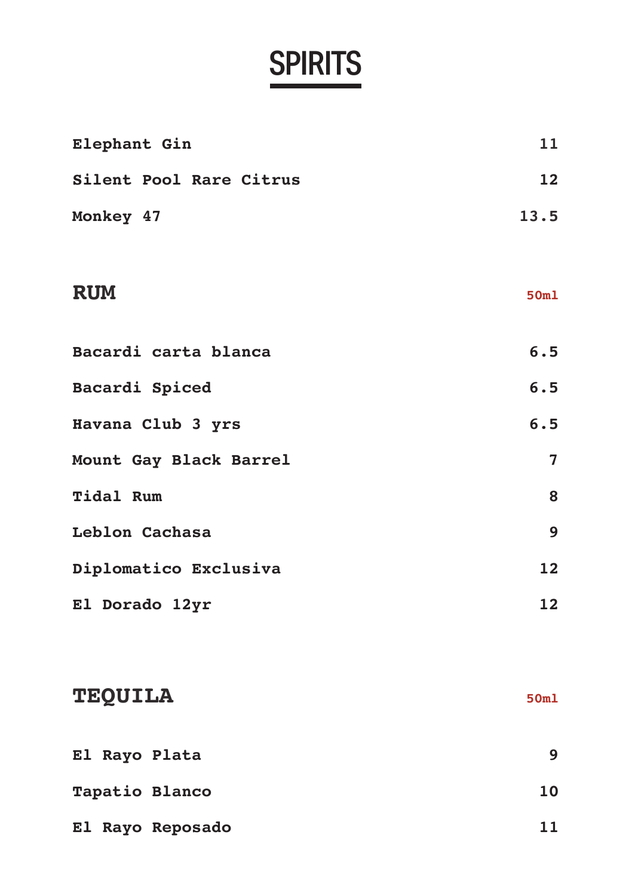# SPIRITS

| | |
|---|---|
| **Elephant Gin** | **11** |
| **Silent Pool Rare Citrus** | **12** |
| **Monkey 47** | **13.5** |

## RUM

50ml

| | |
|---|---|
| **Bacardi carta blanca** | **6.5** |
| **Bacardi Spiced** | **6.5** |
| **Havana Club 3 yrs** | **6.5** |
| **Mount Gay Black Barrel** | **7** |
| **Tidal Rum** | **8** |
| **Leblon Cachasa** | **9** |
| **Diplomatico Exclusiva** | **12** |
| **El Dorado 12yr** | **12** |

## TEQUILA

50ml

| | |
|---|---|
| **El Rayo Plata** | **9** |
| **Tapatio Blanco** | **10** |
| **El Rayo Reposado** | **11** |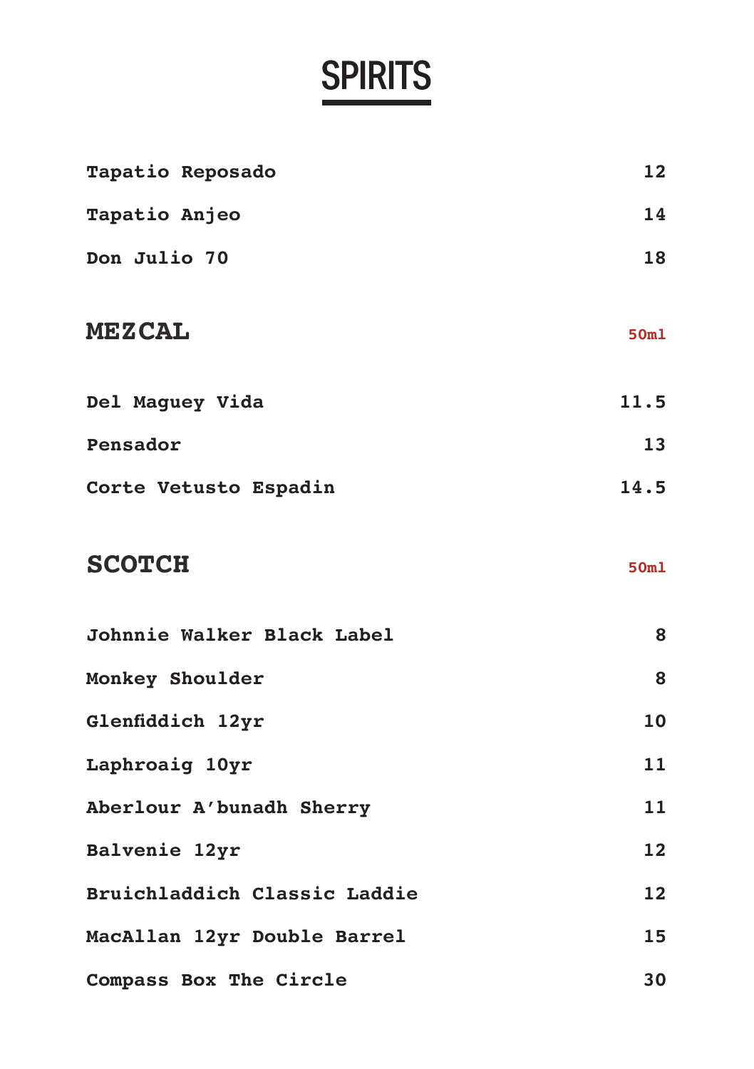# SPIRITS

| | |
|---|---|
| **Tapatio Reposado** | **12** |
| **Tapatio Anjeo** | **14** |
| **Don Julio 70** | **18** |

## MEZCAL

| | 50ml |
|---|---|
| **Del Maguey Vida** | **11.5** |
| **Pensador** | **13** |
| **Corte Vetusto Espadin** | **14.5** |

## SCOTCH

| | 50ml |
|---|---|
| **Johnnie Walker Black Label** | **8** |
| **Monkey Shoulder** | **8** |
| **Glenfiddich 12yr** | **10** |
| **Laphroaig 10yr** | **11** |
| **Aberlour A'bunadh Sherry** | **11** |
| **Balvenie 12yr** | **12** |
| **Bruichladdich Classic Laddie** | **12** |
| **MacAllan 12yr Double Barrel** | **15** |
| **Compass Box The Circle** | **30** |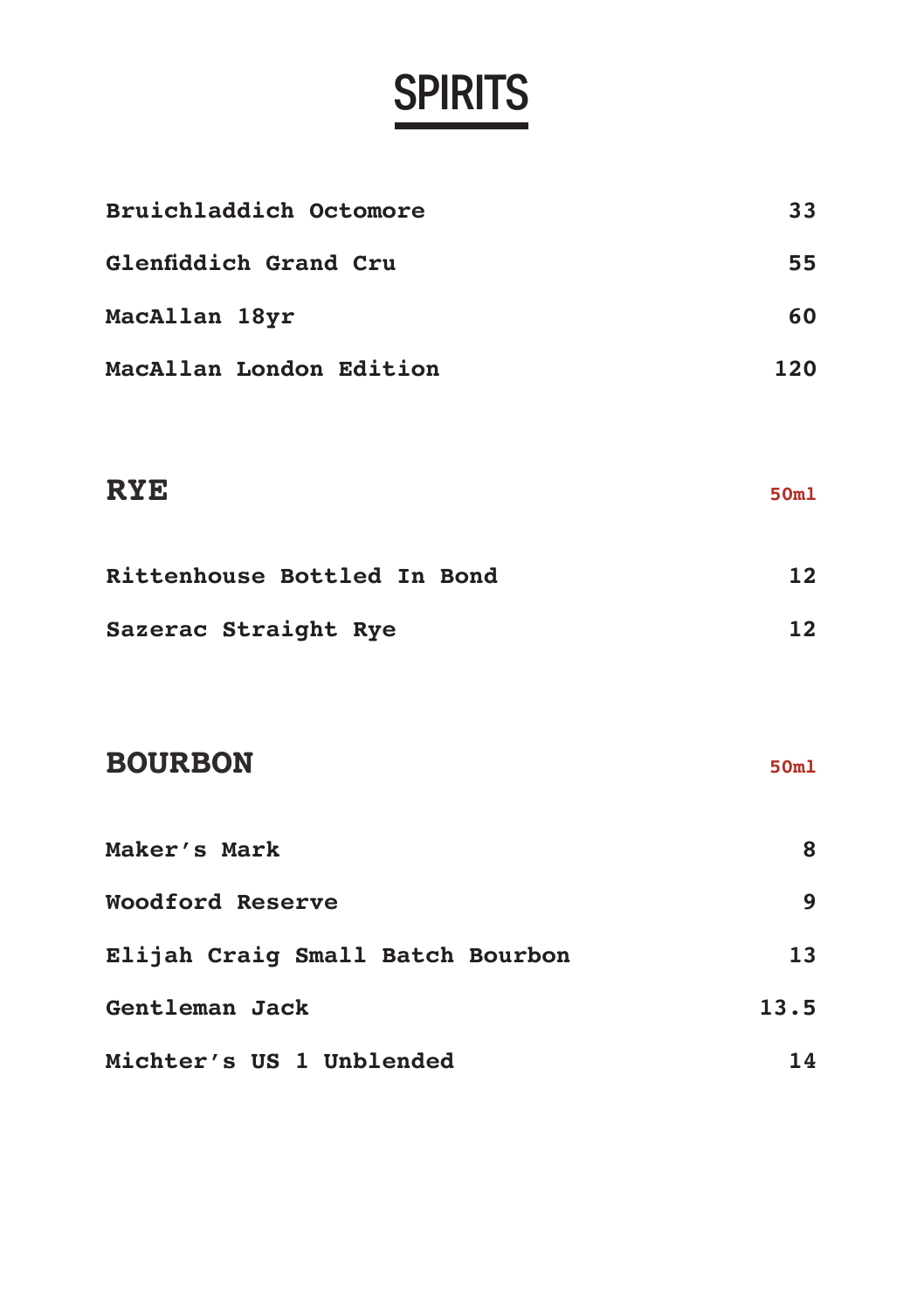# SPIRITS

| | |
|---|---|
| **Bruichladdich Octomore** | **33** |
| **Glenfiddich Grand Cru** | **55** |
| **MacAllan 18yr** | **60** |
| **MacAllan London Edition** | **120** |

## RYE

| | **50ml** |
|---|---|
| **Rittenhouse Bottled In Bond** | **12** |
| **Sazerac Straight Rye** | **12** |

## BOURBON

| | **50ml** |
|---|---|
| **Maker's Mark** | **8** |
| **Woodford Reserve** | **9** |
| **Elijah Craig Small Batch Bourbon** | **13** |
| **Gentleman Jack** | **13.5** |
| **Michter's US 1 Unblended** | **14** |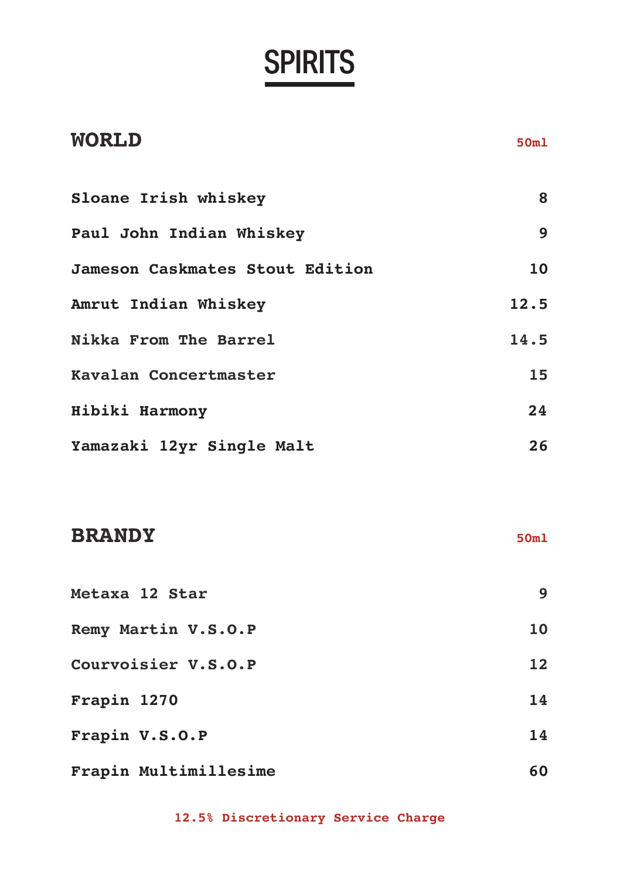# SPIRITS

| WORLD | 50ml |
|---|---|
| Sloane Irish whiskey | 8 |
| Paul John Indian Whiskey | 9 |
| Jameson Caskmates Stout Edition | 10 |
| Amrut Indian Whiskey | 12.5 |
| Nikka From The Barrel | 14.5 |
| Kavalan Concertmaster | 15 |
| Hibiki Harmony | 24 |
| Yamazaki 12yr Single Malt | 26 |

| BRANDY | 50ml |
|---|---|
| Metaxa 12 Star | 9 |
| Remy Martin V.S.O.P | 10 |
| Courvoisier V.S.O.P | 12 |
| Frapin 1270 | 14 |
| Frapin V.S.O.P | 14 |
| Frapin Multimillesime | 60 |

12.5% Discretionary Service Charge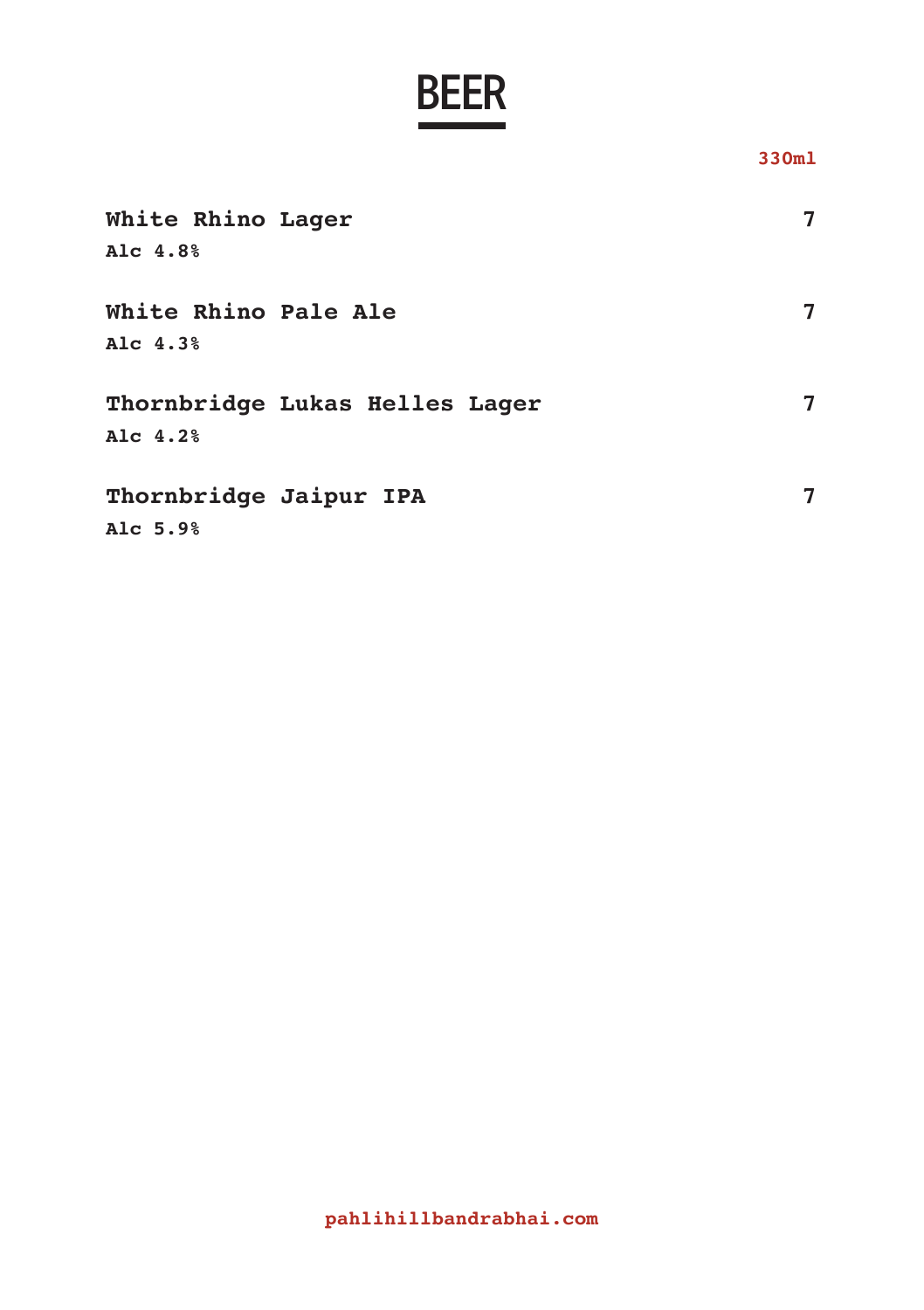# BEER

| | 330ml |
|---|---|
| **White Rhino Lager**<br>Alc 4.8% | 7 |
| **White Rhino Pale Ale**<br>Alc 4.3% | 7 |
| **Thornbridge Lukas Helles Lager**<br>Alc 4.2% | 7 |
| **Thornbridge Jaipur IPA**<br>Alc 5.9% | 7 |

pahlihillbandrabhai.com